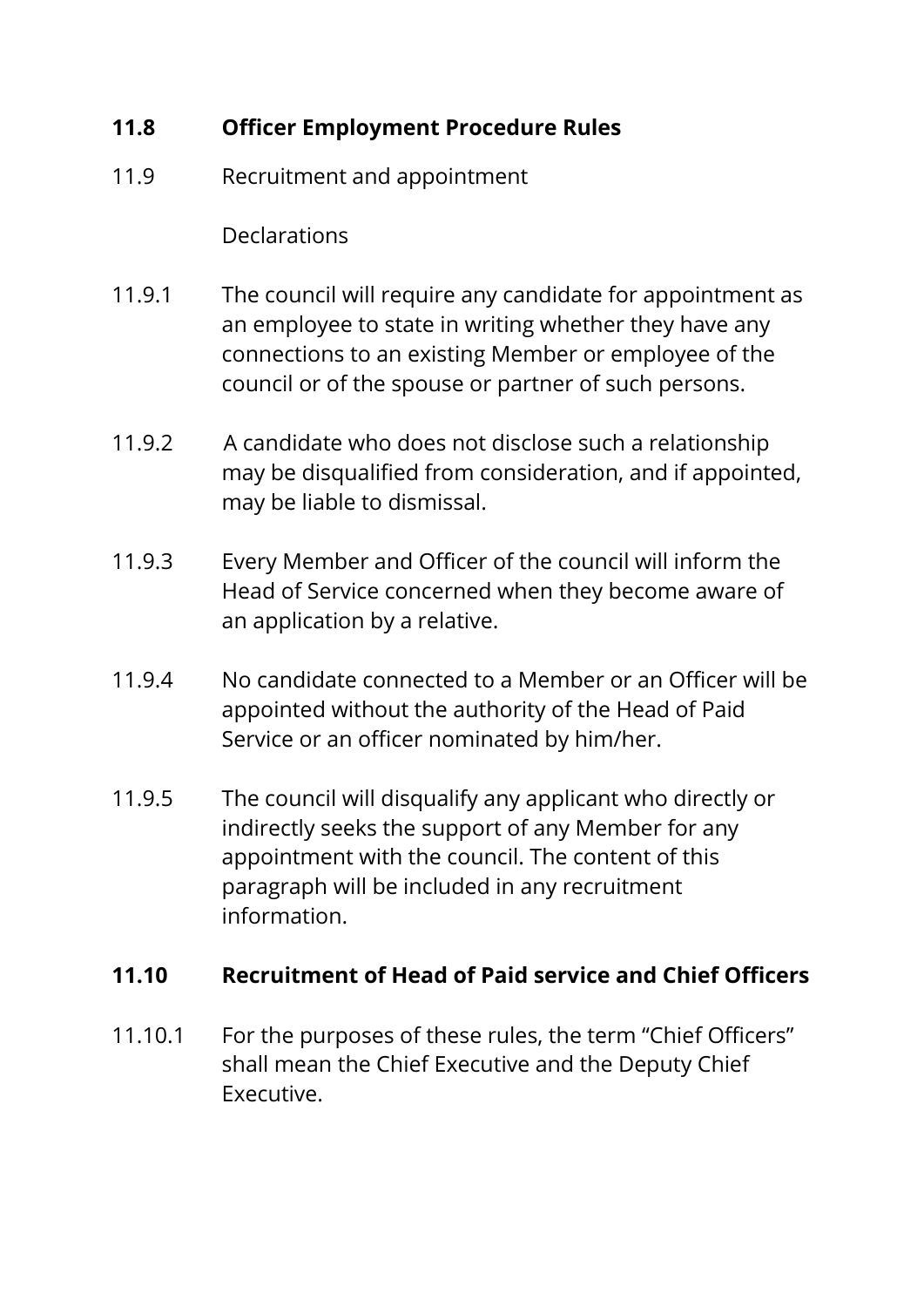## 11.8 Officer Employment Procedure Rules

11.9 Recruitment and appointment

Declarations

11.9.1 The council will require any candidate for appointment as an employee to state in writing whether they have any connections to an existing Member or employee of the council or of the spouse or partner of such persons.

11.9.2 A candidate who does not disclose such a relationship may be disqualified from consideration, and if appointed, may be liable to dismissal.

11.9.3 Every Member and Officer of the council will inform the Head of Service concerned when they become aware of an application by a relative.

11.9.4 No candidate connected to a Member or an Officer will be appointed without the authority of the Head of Paid Service or an officer nominated by him/her.

11.9.5 The council will disqualify any applicant who directly or indirectly seeks the support of any Member for any appointment with the council. The content of this paragraph will be included in any recruitment information.

## 11.10 Recruitment of Head of Paid service and Chief Officers

11.10.1 For the purposes of these rules, the term "Chief Officers" shall mean the Chief Executive and the Deputy Chief Executive.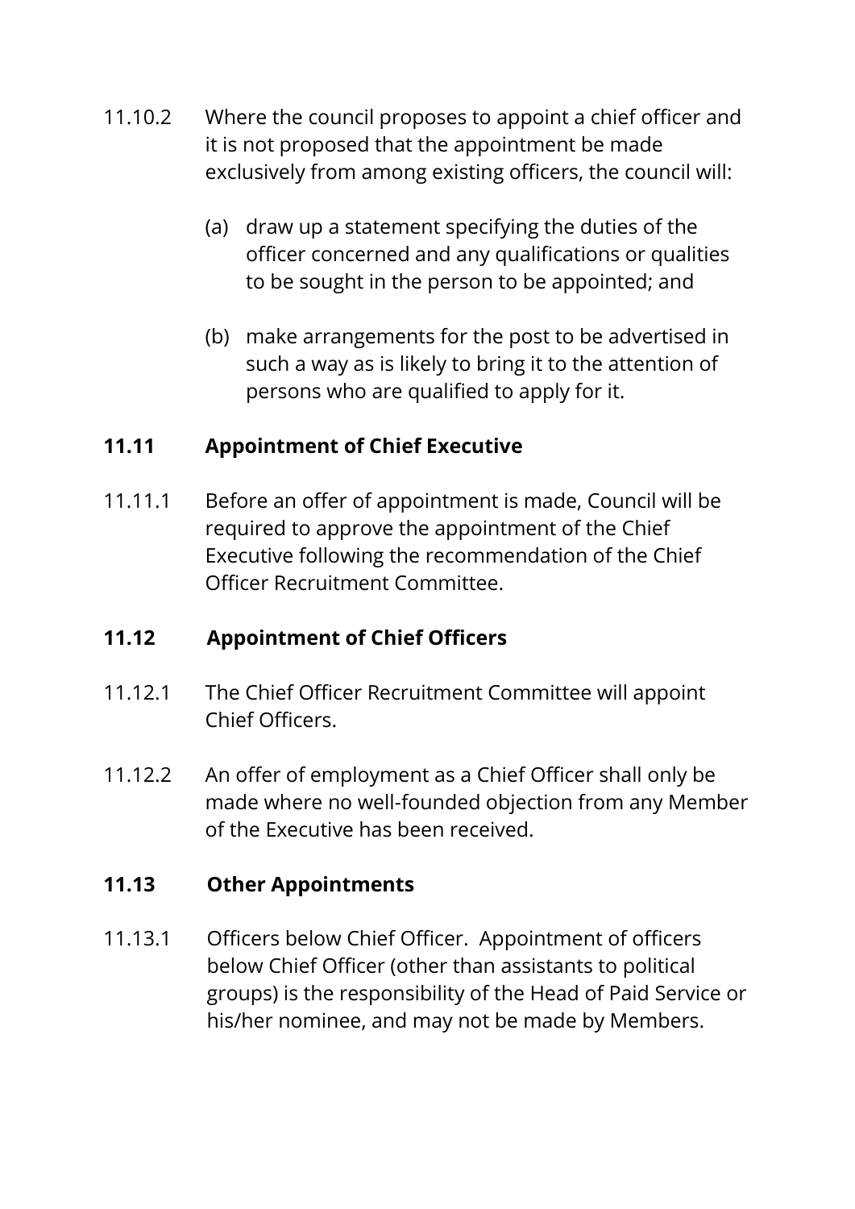11.10.2 Where the council proposes to appoint a chief officer and it is not proposed that the appointment be made exclusively from among existing officers, the council will:

(a) draw up a statement specifying the duties of the officer concerned and any qualifications or qualities to be sought in the person to be appointed; and

(b) make arrangements for the post to be advertised in such a way as is likely to bring it to the attention of persons who are qualified to apply for it.

### 11.11 Appointment of Chief Executive

11.11.1 Before an offer of appointment is made, Council will be required to approve the appointment of the Chief Executive following the recommendation of the Chief Officer Recruitment Committee.

### 11.12 Appointment of Chief Officers

11.12.1 The Chief Officer Recruitment Committee will appoint Chief Officers.

11.12.2 An offer of employment as a Chief Officer shall only be made where no well-founded objection from any Member of the Executive has been received.

### 11.13 Other Appointments

11.13.1 Officers below Chief Officer. Appointment of officers below Chief Officer (other than assistants to political groups) is the responsibility of the Head of Paid Service or his/her nominee, and may not be made by Members.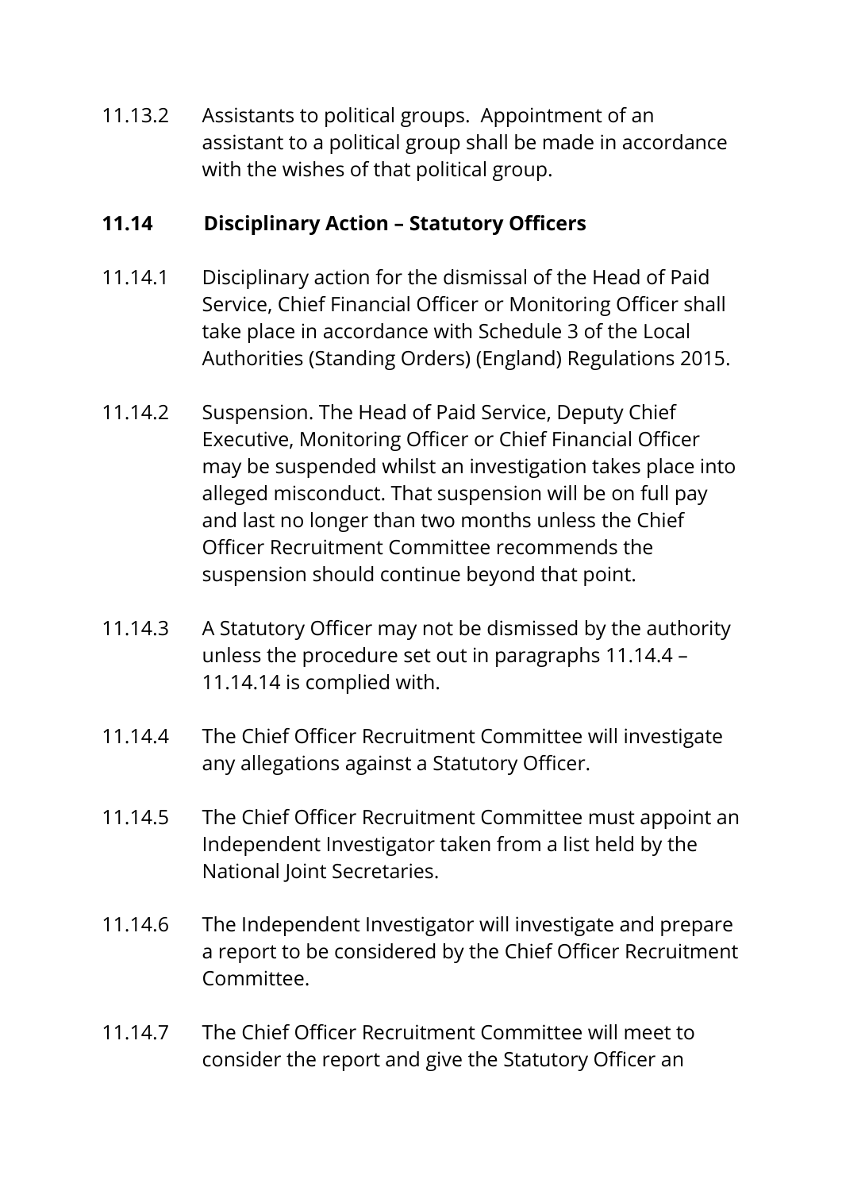11.13.2 Assistants to political groups. Appointment of an assistant to a political group shall be made in accordance with the wishes of that political group.

## 11.14 Disciplinary Action – Statutory Officers

11.14.1 Disciplinary action for the dismissal of the Head of Paid Service, Chief Financial Officer or Monitoring Officer shall take place in accordance with Schedule 3 of the Local Authorities (Standing Orders) (England) Regulations 2015.

11.14.2 Suspension. The Head of Paid Service, Deputy Chief Executive, Monitoring Officer or Chief Financial Officer may be suspended whilst an investigation takes place into alleged misconduct. That suspension will be on full pay and last no longer than two months unless the Chief Officer Recruitment Committee recommends the suspension should continue beyond that point.

11.14.3 A Statutory Officer may not be dismissed by the authority unless the procedure set out in paragraphs 11.14.4 – 11.14.14 is complied with.

11.14.4 The Chief Officer Recruitment Committee will investigate any allegations against a Statutory Officer.

11.14.5 The Chief Officer Recruitment Committee must appoint an Independent Investigator taken from a list held by the National Joint Secretaries.

11.14.6 The Independent Investigator will investigate and prepare a report to be considered by the Chief Officer Recruitment Committee.

11.14.7 The Chief Officer Recruitment Committee will meet to consider the report and give the Statutory Officer an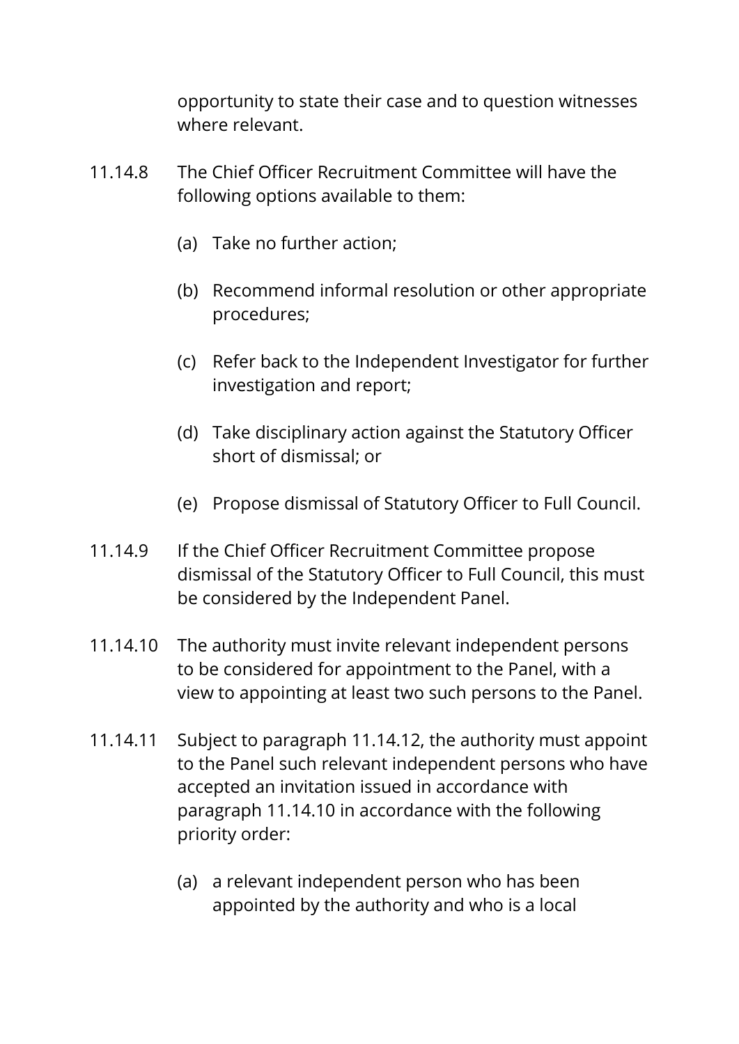opportunity to state their case and to question witnesses where relevant.

11.14.8 The Chief Officer Recruitment Committee will have the following options available to them:

(a) Take no further action;

(b) Recommend informal resolution or other appropriate procedures;

(c) Refer back to the Independent Investigator for further investigation and report;

(d) Take disciplinary action against the Statutory Officer short of dismissal; or

(e) Propose dismissal of Statutory Officer to Full Council.

11.14.9 If the Chief Officer Recruitment Committee propose dismissal of the Statutory Officer to Full Council, this must be considered by the Independent Panel.

11.14.10 The authority must invite relevant independent persons to be considered for appointment to the Panel, with a view to appointing at least two such persons to the Panel.

11.14.11 Subject to paragraph 11.14.12, the authority must appoint to the Panel such relevant independent persons who have accepted an invitation issued in accordance with paragraph 11.14.10 in accordance with the following priority order:

(a) a relevant independent person who has been appointed by the authority and who is a local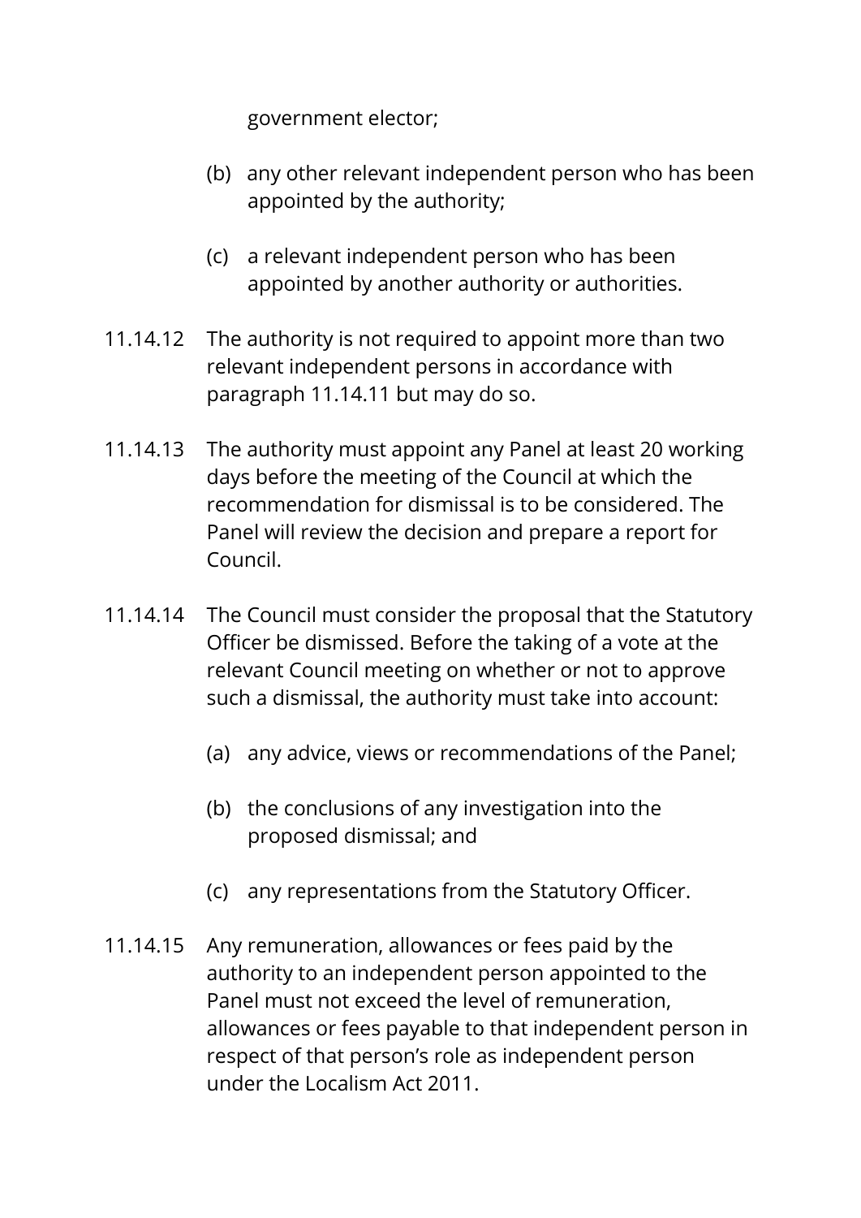government elector;

(b) any other relevant independent person who has been appointed by the authority;

(c) a relevant independent person who has been appointed by another authority or authorities.

11.14.12 The authority is not required to appoint more than two relevant independent persons in accordance with paragraph 11.14.11 but may do so.

11.14.13 The authority must appoint any Panel at least 20 working days before the meeting of the Council at which the recommendation for dismissal is to be considered. The Panel will review the decision and prepare a report for Council.

11.14.14 The Council must consider the proposal that the Statutory Officer be dismissed. Before the taking of a vote at the relevant Council meeting on whether or not to approve such a dismissal, the authority must take into account:

(a) any advice, views or recommendations of the Panel;

(b) the conclusions of any investigation into the proposed dismissal; and

(c) any representations from the Statutory Officer.

11.14.15 Any remuneration, allowances or fees paid by the authority to an independent person appointed to the Panel must not exceed the level of remuneration, allowances or fees payable to that independent person in respect of that person's role as independent person under the Localism Act 2011.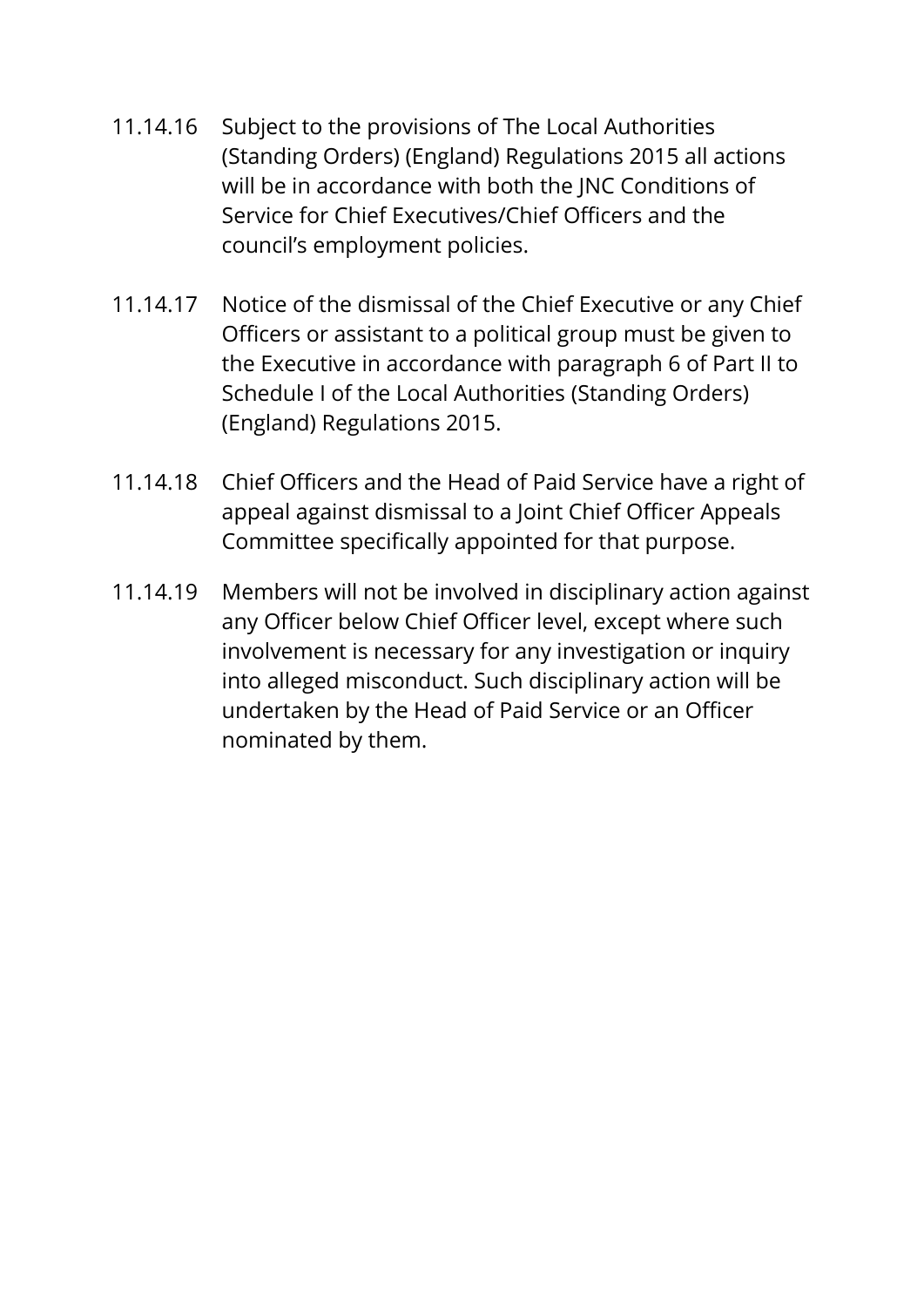11.14.16 Subject to the provisions of The Local Authorities (Standing Orders) (England) Regulations 2015 all actions will be in accordance with both the JNC Conditions of Service for Chief Executives/Chief Officers and the council's employment policies.

11.14.17 Notice of the dismissal of the Chief Executive or any Chief Officers or assistant to a political group must be given to the Executive in accordance with paragraph 6 of Part II to Schedule I of the Local Authorities (Standing Orders) (England) Regulations 2015.

11.14.18 Chief Officers and the Head of Paid Service have a right of appeal against dismissal to a Joint Chief Officer Appeals Committee specifically appointed for that purpose.

11.14.19 Members will not be involved in disciplinary action against any Officer below Chief Officer level, except where such involvement is necessary for any investigation or inquiry into alleged misconduct. Such disciplinary action will be undertaken by the Head of Paid Service or an Officer nominated by them.